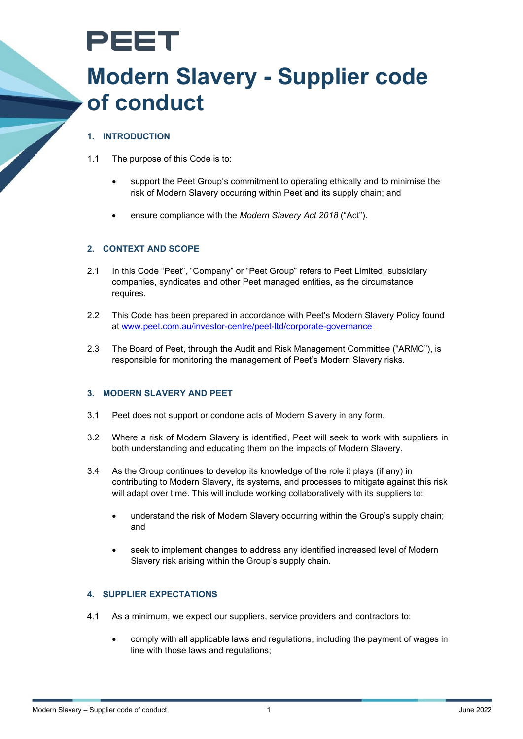PEET

# Modern Slavery - Supplier code of conduct

## 1. INTRODUCTION

1.1 The purpose of this Code is to:

- support the Peet Group's commitment to operating ethically and to minimise the risk of Modern Slavery occurring within Peet and its supply chain; and
- ensure compliance with the *Modern Slavery Act 2018* ("Act").

## 2. CONTEXT AND SCOPE

2.1 In this Code "Peet", "Company" or "Peet Group" refers to Peet Limited, subsidiary companies, syndicates and other Peet managed entities, as the circumstance requires.

2.2 This Code has been prepared in accordance with Peet's Modern Slavery Policy found at www.peet.com.au/investor-centre/peet-ltd/corporate-governance

2.3 The Board of Peet, through the Audit and Risk Management Committee ("ARMC"), is responsible for monitoring the management of Peet's Modern Slavery risks.

## 3. MODERN SLAVERY AND PEET

3.1 Peet does not support or condone acts of Modern Slavery in any form.

3.2 Where a risk of Modern Slavery is identified, Peet will seek to work with suppliers in both understanding and educating them on the impacts of Modern Slavery.

3.4 As the Group continues to develop its knowledge of the role it plays (if any) in contributing to Modern Slavery, its systems, and processes to mitigate against this risk will adapt over time. This will include working collaboratively with its suppliers to:

- understand the risk of Modern Slavery occurring within the Group's supply chain; and
- seek to implement changes to address any identified increased level of Modern Slavery risk arising within the Group's supply chain.

## 4. SUPPLIER EXPECTATIONS

4.1 As a minimum, we expect our suppliers, service providers and contractors to:

- comply with all applicable laws and regulations, including the payment of wages in line with those laws and regulations;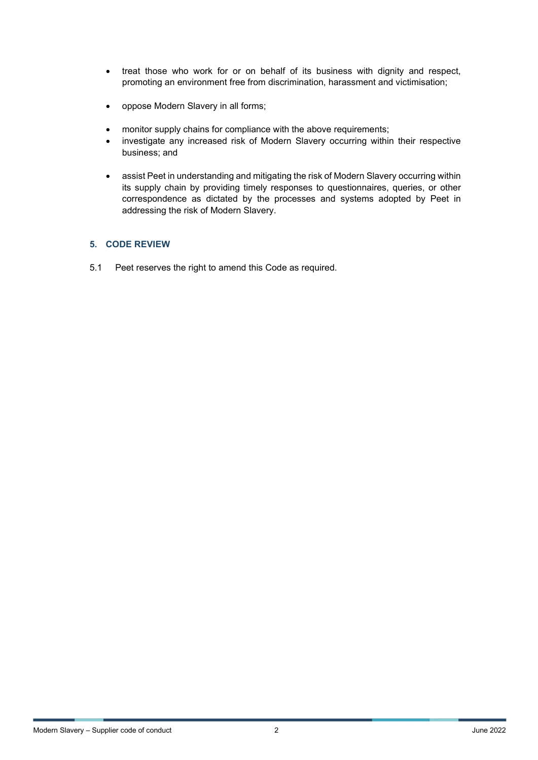- treat those who work for or on behalf of its business with dignity and respect, promoting an environment free from discrimination, harassment and victimisation;
- oppose Modern Slavery in all forms;
- monitor supply chains for compliance with the above requirements;
- investigate any increased risk of Modern Slavery occurring within their respective business; and
- assist Peet in understanding and mitigating the risk of Modern Slavery occurring within its supply chain by providing timely responses to questionnaires, queries, or other correspondence as dictated by the processes and systems adopted by Peet in addressing the risk of Modern Slavery.

## 5. CODE REVIEW

5.1 Peet reserves the right to amend this Code as required.